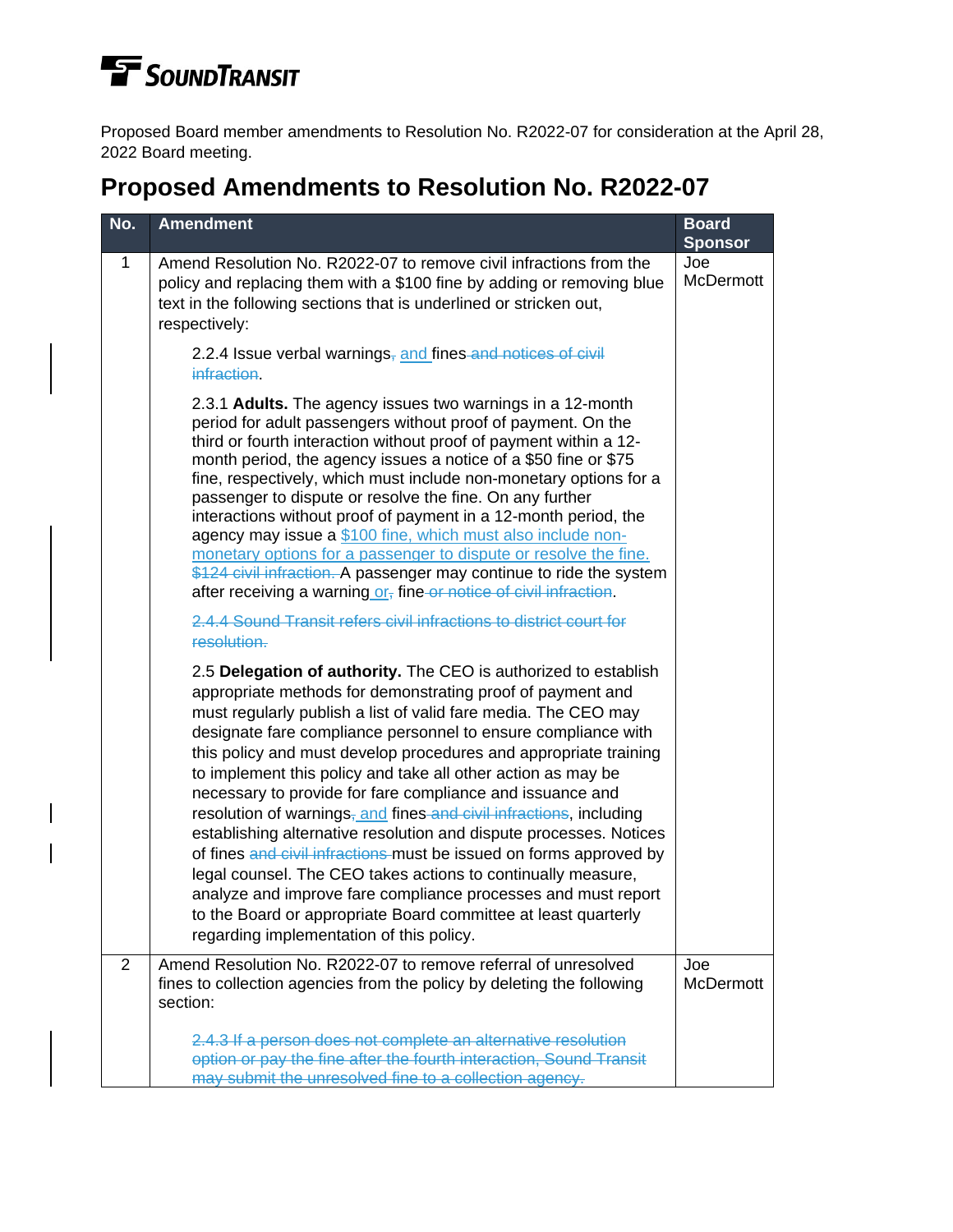Proposed Board member amendments to Resolution No. R2022-07 for consideration at the April 28, 2022 Board meeting.

# Proposed Amendments to Resolution No. R2022-07

| No. | Amendment | Board Sponsor |
|---|---|---|
| 1 | Amend Resolution No. R2022-07 to remove civil infractions from the policy and replacing them with a $100 fine by adding or removing blue text in the following sections that is underlined or stricken out, respectively:<br><br>2.2.4 Issue verbal warnings~~,~~ <u>and</u> fines ~~and notices of civil infraction~~.<br><br>2.3.1 **Adults.** The agency issues two warnings in a 12-month period for adult passengers without proof of payment. On the third or fourth interaction without proof of payment within a 12-month period, the agency issues a notice of a $50 fine or $75 fine, respectively, which must include non-monetary options for a passenger to dispute or resolve the fine. On any further interactions without proof of payment in a 12-month period, the agency may issue a <u>$100 fine, which must also include non-monetary options for a passenger to dispute or resolve the fine.</u> ~~$124 civil infraction.~~ A passenger may continue to ride the system after receiving a warning <u>or</u>~~,~~ fine ~~or notice of civil infraction~~.<br><br>~~2.4.4 Sound Transit refers civil infractions to district court for resolution.~~<br><br>2.5 **Delegation of authority.** The CEO is authorized to establish appropriate methods for demonstrating proof of payment and must regularly publish a list of valid fare media. The CEO may designate fare compliance personnel to ensure compliance with this policy and must develop procedures and appropriate training to implement this policy and take all other action as may be necessary to provide for fare compliance and issuance and resolution of warnings~~,~~ <u>and</u> fines ~~and civil infractions~~, including establishing alternative resolution and dispute processes. Notices of fines ~~and civil infractions~~ must be issued on forms approved by legal counsel. The CEO takes actions to continually measure, analyze and improve fare compliance processes and must report to the Board or appropriate Board committee at least quarterly regarding implementation of this policy. | Joe McDermott |
| 2 | Amend Resolution No. R2022-07 to remove referral of unresolved fines to collection agencies from the policy by deleting the following section:<br><br>~~2.4.3 If a person does not complete an alternative resolution option or pay the fine after the fourth interaction, Sound Transit may submit the unresolved fine to a collection agency.~~ | Joe McDermott |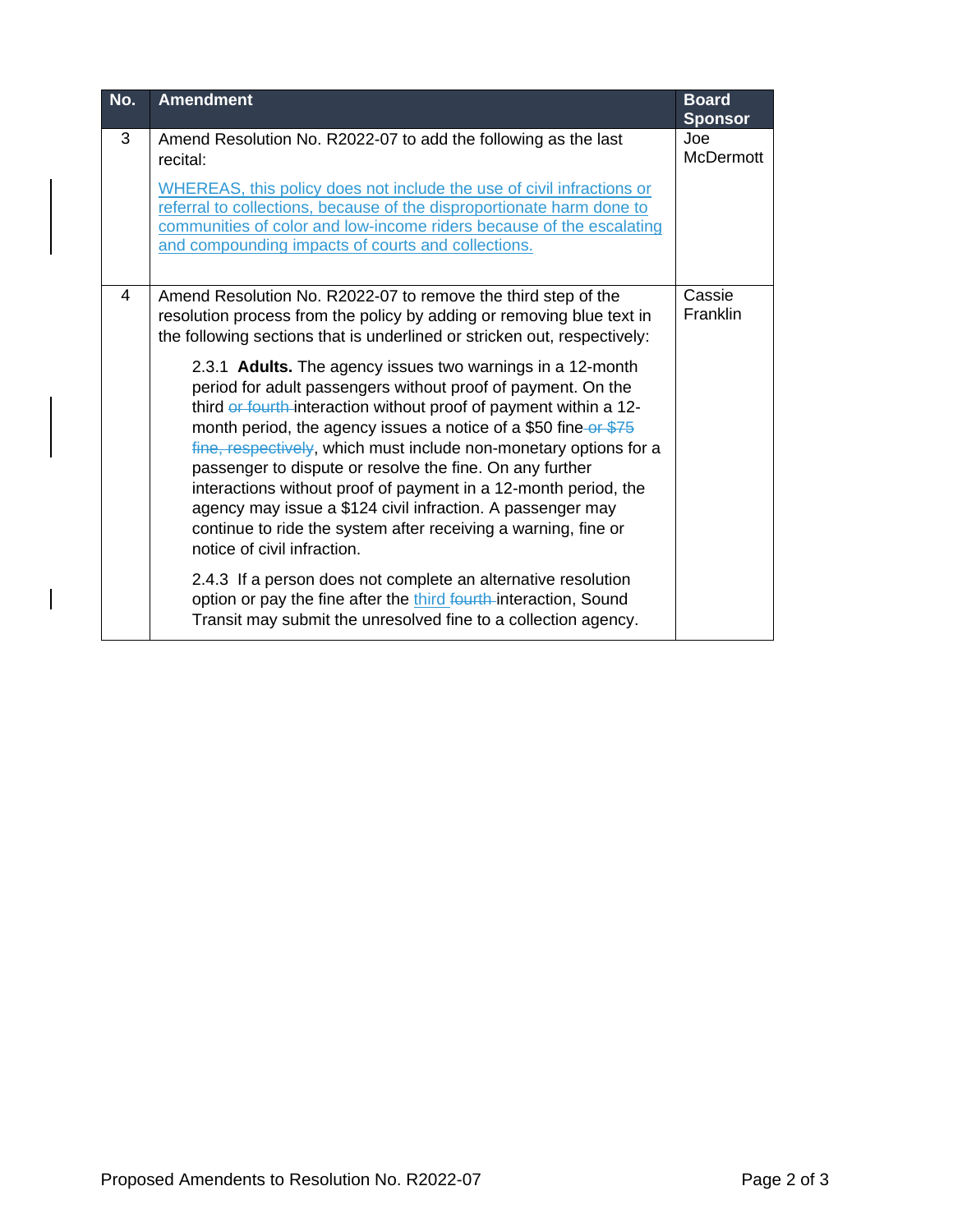| No. | Amendment | Board Sponsor |
|---|---|---|
| 3 | Amend Resolution No. R2022-07 to add the following as the last recital:<br><br><u>WHEREAS, this policy does not include the use of civil infractions or referral to collections, because of the disproportionate harm done to communities of color and low-income riders because of the escalating and compounding impacts of courts and collections.</u> | Joe McDermott |
| 4 | Amend Resolution No. R2022-07 to remove the third step of the resolution process from the policy by adding or removing blue text in the following sections that is underlined or stricken out, respectively:<br><br>2.3.1 **Adults.** The agency issues two warnings in a 12-month period for adult passengers without proof of payment. On the third ~~or fourth~~ interaction without proof of payment within a 12-month period, the agency issues a notice of a $50 fine ~~or $75 fine, respectively~~, which must include non-monetary options for a passenger to dispute or resolve the fine. On any further interactions without proof of payment in a 12-month period, the agency may issue a $124 civil infraction. A passenger may continue to ride the system after receiving a warning, fine or notice of civil infraction.<br><br>2.4.3 If a person does not complete an alternative resolution option or pay the fine after the <u>third</u> ~~fourth~~ interaction, Sound Transit may submit the unresolved fine to a collection agency. | Cassie Franklin |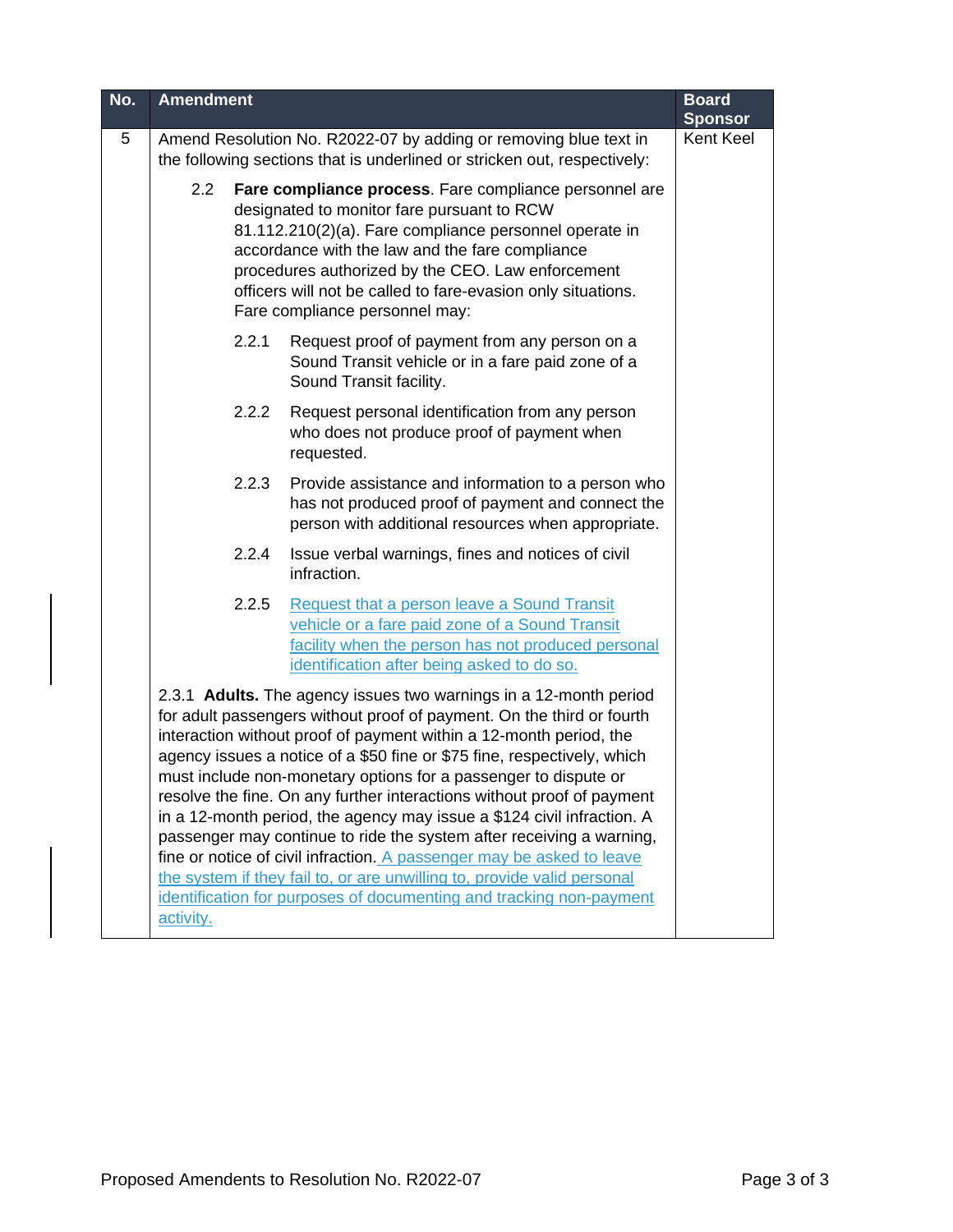| No. | Amendment | Board Sponsor |
| --- | --- | --- |
| 5 | Amend Resolution No. R2022-07 by adding or removing blue text in the following sections that is underlined or stricken out, respectively:<br><br>2.2 **Fare compliance process**. Fare compliance personnel are designated to monitor fare pursuant to RCW 81.112.210(2)(a). Fare compliance personnel operate in accordance with the law and the fare compliance procedures authorized by the CEO. Law enforcement officers will not be called to fare-evasion only situations. Fare compliance personnel may:<br><br>2.2.1 Request proof of payment from any person on a Sound Transit vehicle or in a fare paid zone of a Sound Transit facility.<br><br>2.2.2 Request personal identification from any person who does not produce proof of payment when requested.<br><br>2.2.3 Provide assistance and information to a person who has not produced proof of payment and connect the person with additional resources when appropriate.<br><br>2.2.4 Issue verbal warnings, fines and notices of civil infraction.<br><br>2.2.5 <u>Request that a person leave a Sound Transit vehicle or a fare paid zone of a Sound Transit facility when the person has not produced personal identification after being asked to do so.</u><br><br>2.3.1 **Adults.** The agency issues two warnings in a 12-month period for adult passengers without proof of payment. On the third or fourth interaction without proof of payment within a 12-month period, the agency issues a notice of a $50 fine or $75 fine, respectively, which must include non-monetary options for a passenger to dispute or resolve the fine. On any further interactions without proof of payment in a 12-month period, the agency may issue a $124 civil infraction. A passenger may continue to ride the system after receiving a warning, fine or notice of civil infraction. <u>A passenger may be asked to leave the system if they fail to, or are unwilling to, provide valid personal identification for purposes of documenting and tracking non-payment activity.</u> | Kent Keel |